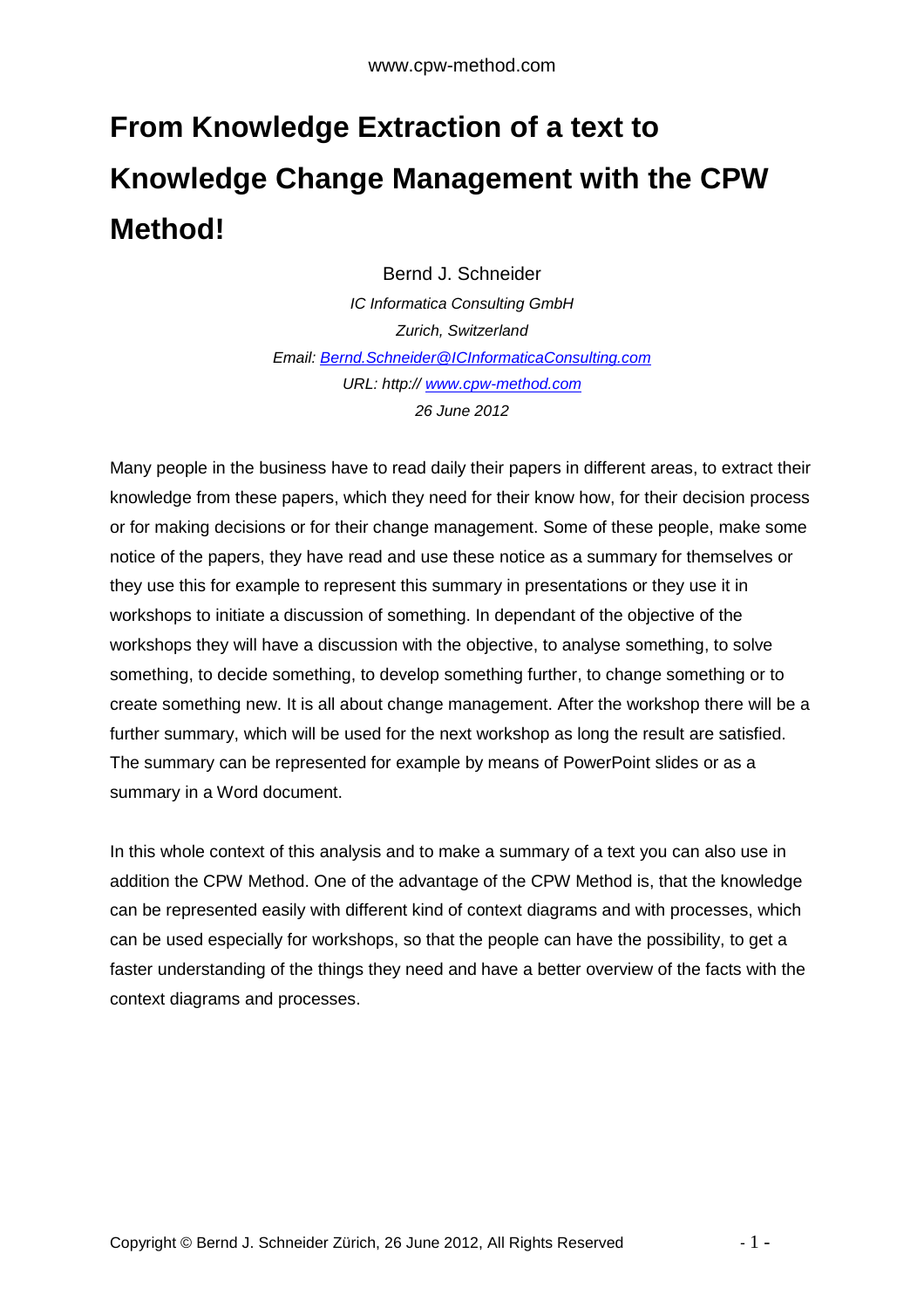# From Knowledge Extraction of a text to Knowledge Change Management with the CPW Method!

Bernd J. Schneider

*IC Informatica Consulting GmbH*

*Zurich, Switzerland*

*Email: Bernd.Schneider@ICInformaticaConsulting.com*

*URL: http:// www.cpw-method.com*

*26 June 2012*

Many people in the business have to read daily their papers in different areas, to extract their knowledge from these papers, which they need for their know how, for their decision process or for making decisions or for their change management. Some of these people, make some notice of the papers, they have read and use these notice as a summary for themselves or they use this for example to represent this summary in presentations or they use it in workshops to initiate a discussion of something. In dependant of the objective of the workshops they will have a discussion with the objective, to analyse something, to solve something, to decide something, to develop something further, to change something or to create something new. It is all about change management. After the workshop there will be a further summary, which will be used for the next workshop as long the result are satisfied. The summary can be represented for example by means of PowerPoint slides or as a summary in a Word document.

In this whole context of this analysis and to make a summary of a text you can also use in addition the CPW Method. One of the advantage of the CPW Method is, that the knowledge can be represented easily with different kind of context diagrams and with processes, which can be used especially for workshops, so that the people can have the possibility, to get a faster understanding of the things they need and have a better overview of the facts with the context diagrams and processes.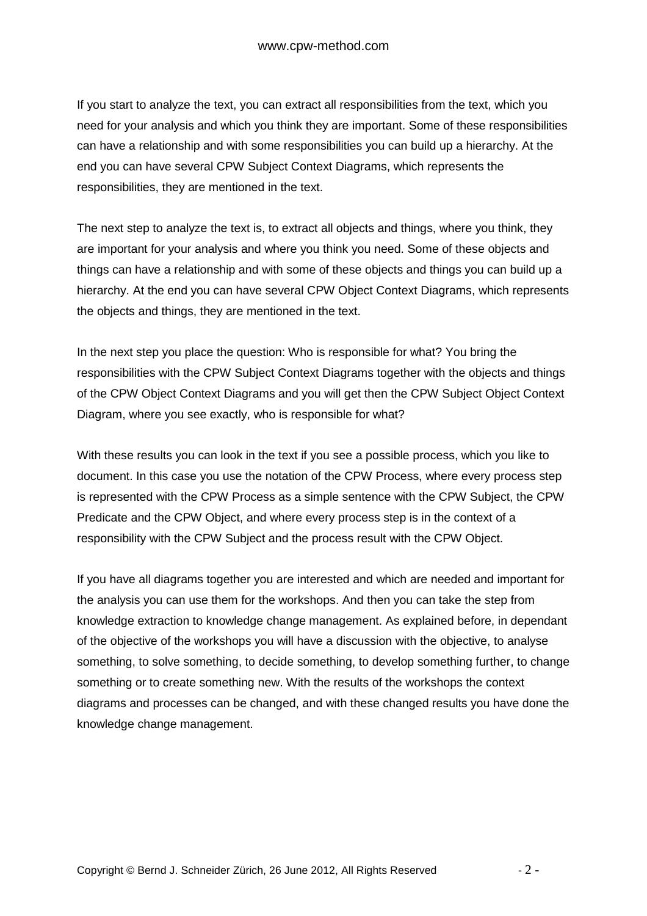If you start to analyze the text, you can extract all responsibilities from the text, which you need for your analysis and which you think they are important. Some of these responsibilities can have a relationship and with some responsibilities you can build up a hierarchy. At the end you can have several CPW Subject Context Diagrams, which represents the responsibilities, they are mentioned in the text.

The next step to analyze the text is, to extract all objects and things, where you think, they are important for your analysis and where you think you need. Some of these objects and things can have a relationship and with some of these objects and things you can build up a hierarchy. At the end you can have several CPW Object Context Diagrams, which represents the objects and things, they are mentioned in the text.

In the next step you place the question: Who is responsible for what? You bring the responsibilities with the CPW Subject Context Diagrams together with the objects and things of the CPW Object Context Diagrams and you will get then the CPW Subject Object Context Diagram, where you see exactly, who is responsible for what?

With these results you can look in the text if you see a possible process, which you like to document. In this case you use the notation of the CPW Process, where every process step is represented with the CPW Process as a simple sentence with the CPW Subject, the CPW Predicate and the CPW Object, and where every process step is in the context of a responsibility with the CPW Subject and the process result with the CPW Object.

If you have all diagrams together you are interested and which are needed and important for the analysis you can use them for the workshops. And then you can take the step from knowledge extraction to knowledge change management. As explained before, in dependant of the objective of the workshops you will have a discussion with the objective, to analyse something, to solve something, to decide something, to develop something further, to change something or to create something new. With the results of the workshops the context diagrams and processes can be changed, and with these changed results you have done the knowledge change management.

Copyright © Bernd J. Schneider Zürich, 26 June 2012, All Rights Reserved